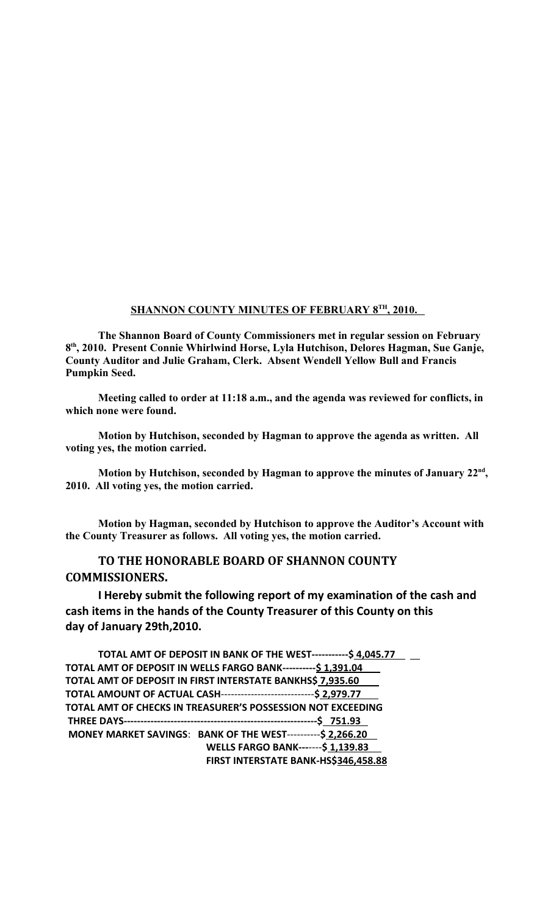**SHANNON COUNTY MINUTES OF FEBRUARY 8TH, 2010.**

**The Shannon Board of County Commissioners met in regular session on February 8th, 2010. Present Connie Whirlwind Horse, Lyla Hutchison, Delores Hagman, Sue Ganje, County Auditor and Julie Graham, Clerk. Absent Wendell Yellow Bull and Francis Pumpkin Seed.**

**Meeting called to order at 11:18 a.m., and the agenda was reviewed for conflicts, in which none were found.**

**Motion by Hutchison, seconded by Hagman to approve the agenda as written. All voting yes, the motion carried.**

**Motion by Hutchison, seconded by Hagman to approve the minutes of January 22nd, 2010. All voting yes, the motion carried.**

**Motion by Hagman, seconded by Hutchison to approve the Auditor's Account with the County Treasurer as follows. All voting yes, the motion carried.**

**TO THE HONORABLE BOARD OF SHANNON COUNTY COMMISSIONERS.**

**I Hereby submit the following report of my examination of the cash and cash items in the hands of the County Treasurer of this County on this day of January 29th,2010.**

**TOTAL AMT OF DEPOSIT IN BANK OF THE WEST-----------$ 4,045.77**
**TOTAL AMT OF DEPOSIT IN WELLS FARGO BANK----------$ 1,391.04**
**TOTAL AMT OF DEPOSIT IN FIRST INTERSTATE BANKHS$ 7,935.60**
**TOTAL AMOUNT OF ACTUAL CASH----------------------------$ 2,979.77**
**TOTAL AMT OF CHECKS IN TREASURER'S POSSESSION NOT EXCEEDING THREE DAYS----------------------------------------------------------$ 751.93**
**MONEY MARKET SAVINGS: BANK OF THE WEST----------$ 2,266.20**
**WELLS FARGO BANK-------$ 1,139.83**
**FIRST INTERSTATE BANK-HS$346,458.88**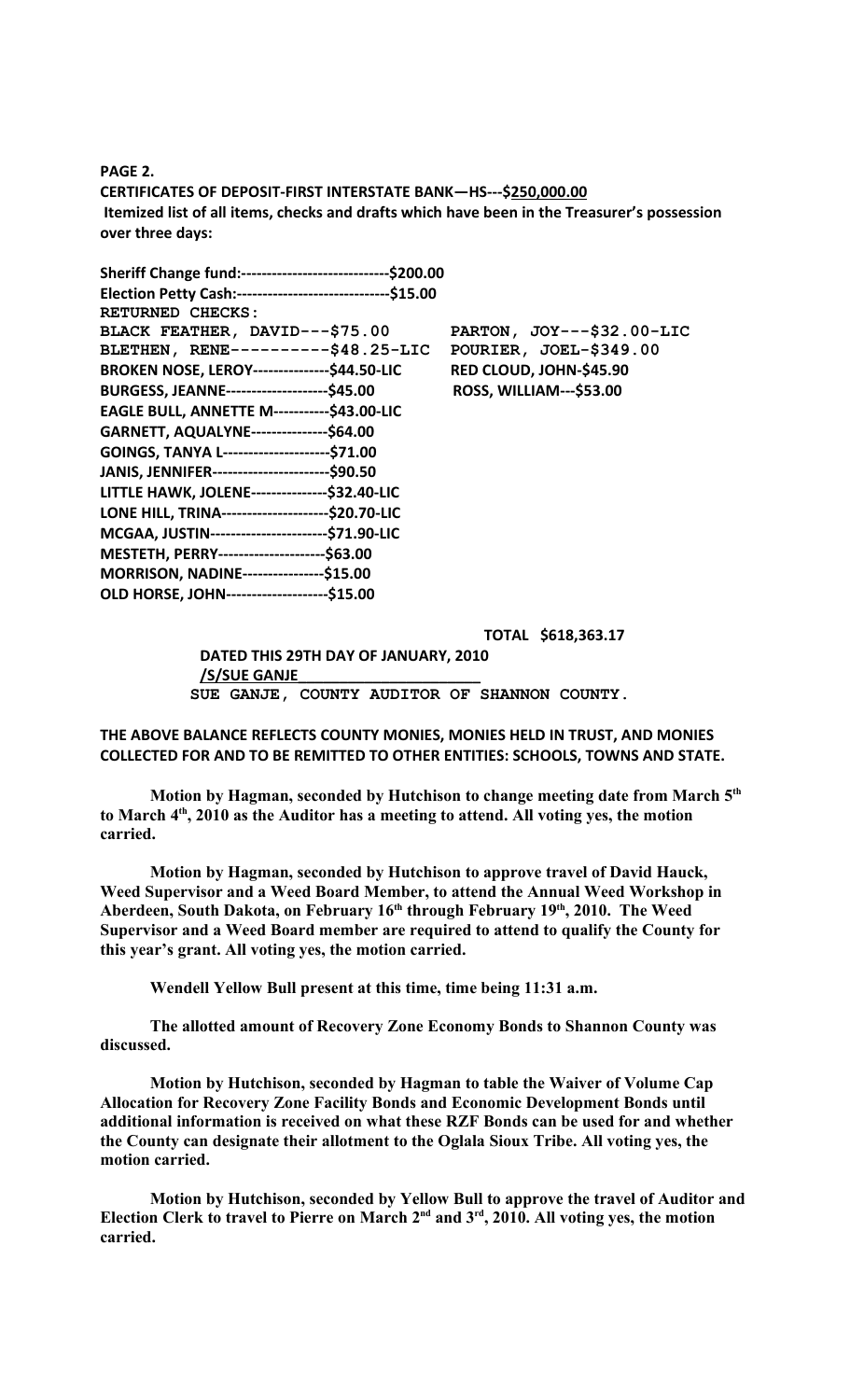**PAGE 2.**

**CERTIFICATES OF DEPOSIT-FIRST INTERSTATE BANK—HS---$250,000.00**

**Itemized list of all items, checks and drafts which have been in the Treasurer's possession over three days:**

**Sheriff Change fund:-----------------------------$200.00**

**Election Petty Cash:------------------------------$15.00**

**RETURNED CHECKS:**

**BLACK FEATHER, DAVID---$75.00**

**BLETHEN, RENE----------$48.25-LIC**

**BROKEN NOSE, LEROY---------------$44.50-LIC**

**BURGESS, JEANNE--------------------$45.00**

**EAGLE BULL, ANNETTE M-----------$43.00-LIC**

**GARNETT, AQUALYNE---------------$64.00**

**GOINGS, TANYA L---------------------$71.00**

**JANIS, JENNIFER-----------------------$90.50**

**LITTLE HAWK, JOLENE---------------$32.40-LIC**

**LONE HILL, TRINA---------------------$20.70-LIC**

**MCGAA, JUSTIN-----------------------$71.90-LIC**

**MESTETH, PERRY---------------------$63.00**

**MORRISON, NADINE----------------$15.00**

**OLD HORSE, JOHN--------------------$15.00**

**PARTON, JOY---$32.00-LIC**

**POURIER, JOEL-$349.00**

**RED CLOUD, JOHN-$45.90**

**ROSS, WILLIAM---$53.00**

**TOTAL $618,363.17**

**DATED THIS 29TH DAY OF JANUARY, 2010**

**/S/SUE GANJE**

**SUE GANJE, COUNTY AUDITOR OF SHANNON COUNTY.**

**THE ABOVE BALANCE REFLECTS COUNTY MONIES, MONIES HELD IN TRUST, AND MONIES COLLECTED FOR AND TO BE REMITTED TO OTHER ENTITIES: SCHOOLS, TOWNS AND STATE.**

**Motion by Hagman, seconded by Hutchison to change meeting date from March 5th to March 4th, 2010 as the Auditor has a meeting to attend. All voting yes, the motion carried.**

**Motion by Hagman, seconded by Hutchison to approve travel of David Hauck, Weed Supervisor and a Weed Board Member, to attend the Annual Weed Workshop in Aberdeen, South Dakota, on February 16th through February 19th, 2010. The Weed Supervisor and a Weed Board member are required to attend to qualify the County for this year's grant. All voting yes, the motion carried.**

**Wendell Yellow Bull present at this time, time being 11:31 a.m.**

**The allotted amount of Recovery Zone Economy Bonds to Shannon County was discussed.**

**Motion by Hutchison, seconded by Hagman to table the Waiver of Volume Cap Allocation for Recovery Zone Facility Bonds and Economic Development Bonds until additional information is received on what these RZF Bonds can be used for and whether the County can designate their allotment to the Oglala Sioux Tribe. All voting yes, the motion carried.**

**Motion by Hutchison, seconded by Yellow Bull to approve the travel of Auditor and Election Clerk to travel to Pierre on March 2nd and 3rd, 2010. All voting yes, the motion carried.**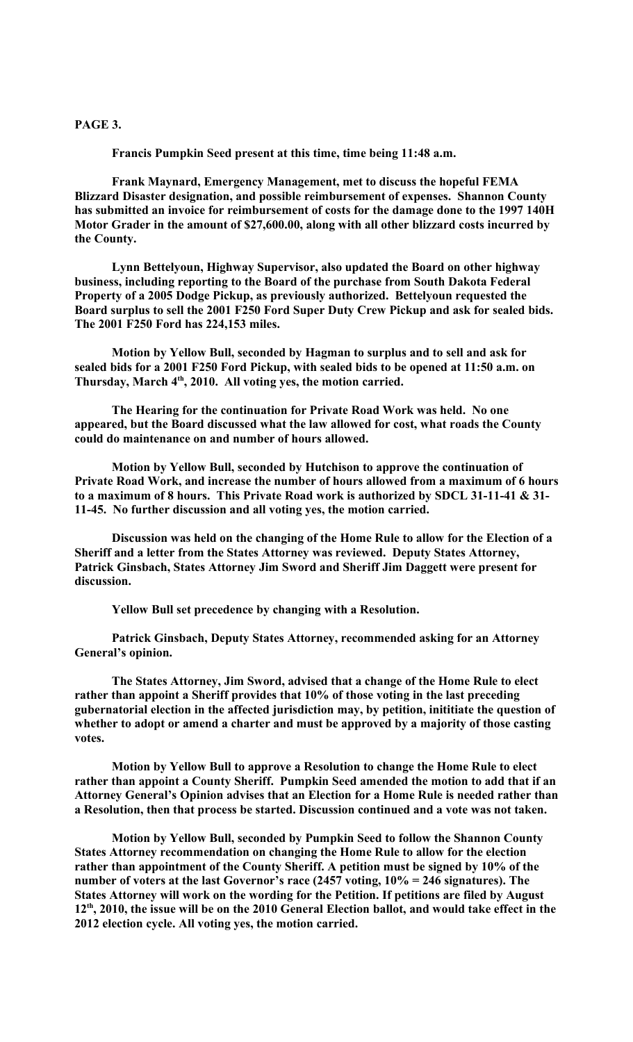**PAGE 3.**

**Francis Pumpkin Seed present at this time, time being 11:48 a.m.**

**Frank Maynard, Emergency Management, met to discuss the hopeful FEMA Blizzard Disaster designation, and possible reimbursement of expenses. Shannon County has submitted an invoice for reimbursement of costs for the damage done to the 1997 140H Motor Grader in the amount of $27,600.00, along with all other blizzard costs incurred by the County.**

**Lynn Bettelyoun, Highway Supervisor, also updated the Board on other highway business, including reporting to the Board of the purchase from South Dakota Federal Property of a 2005 Dodge Pickup, as previously authorized. Bettelyoun requested the Board surplus to sell the 2001 F250 Ford Super Duty Crew Pickup and ask for sealed bids. The 2001 F250 Ford has 224,153 miles.**

**Motion by Yellow Bull, seconded by Hagman to surplus and to sell and ask for sealed bids for a 2001 F250 Ford Pickup, with sealed bids to be opened at 11:50 a.m. on Thursday, March 4th, 2010. All voting yes, the motion carried.**

**The Hearing for the continuation for Private Road Work was held. No one appeared, but the Board discussed what the law allowed for cost, what roads the County could do maintenance on and number of hours allowed.**

**Motion by Yellow Bull, seconded by Hutchison to approve the continuation of Private Road Work, and increase the number of hours allowed from a maximum of 6 hours to a maximum of 8 hours. This Private Road work is authorized by SDCL 31-11-41 & 31-11-45. No further discussion and all voting yes, the motion carried.**

**Discussion was held on the changing of the Home Rule to allow for the Election of a Sheriff and a letter from the States Attorney was reviewed. Deputy States Attorney, Patrick Ginsbach, States Attorney Jim Sword and Sheriff Jim Daggett were present for discussion.**

**Yellow Bull set precedence by changing with a Resolution.**

**Patrick Ginsbach, Deputy States Attorney, recommended asking for an Attorney General's opinion.**

**The States Attorney, Jim Sword, advised that a change of the Home Rule to elect rather than appoint a Sheriff provides that 10% of those voting in the last preceding gubernatorial election in the affected jurisdiction may, by petition, inititiate the question of whether to adopt or amend a charter and must be approved by a majority of those casting votes.**

**Motion by Yellow Bull to approve a Resolution to change the Home Rule to elect rather than appoint a County Sheriff. Pumpkin Seed amended the motion to add that if an Attorney General's Opinion advises that an Election for a Home Rule is needed rather than a Resolution, then that process be started. Discussion continued and a vote was not taken.**

**Motion by Yellow Bull, seconded by Pumpkin Seed to follow the Shannon County States Attorney recommendation on changing the Home Rule to allow for the election rather than appointment of the County Sheriff. A petition must be signed by 10% of the number of voters at the last Governor's race (2457 voting, 10% = 246 signatures). The States Attorney will work on the wording for the Petition. If petitions are filed by August 12th, 2010, the issue will be on the 2010 General Election ballot, and would take effect in the 2012 election cycle. All voting yes, the motion carried.**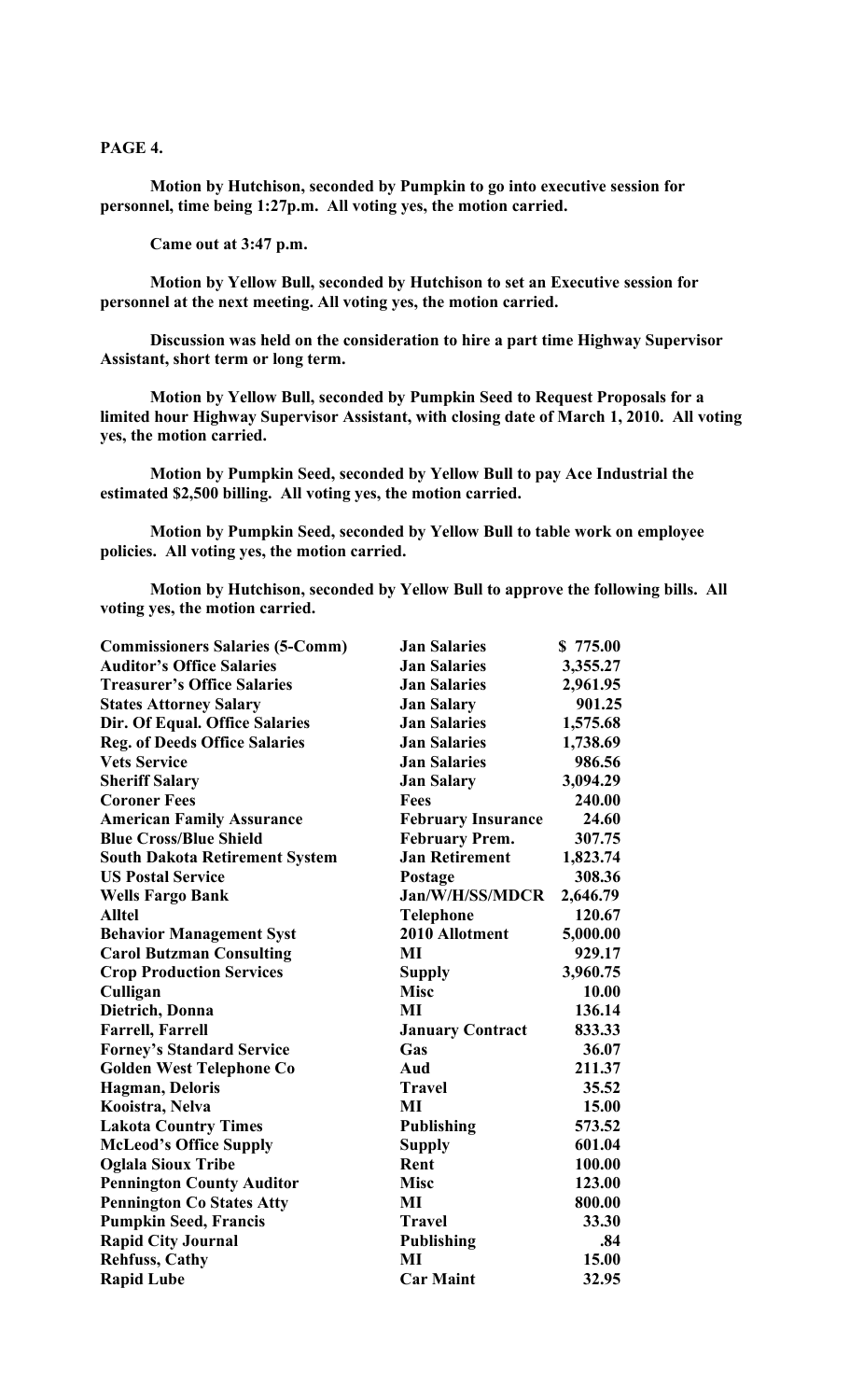**PAGE 4.**

**Motion by Hutchison, seconded by Pumpkin to go into executive session for personnel, time being 1:27p.m. All voting yes, the motion carried.**

**Came out at 3:47 p.m.**

**Motion by Yellow Bull, seconded by Hutchison to set an Executive session for personnel at the next meeting. All voting yes, the motion carried.**

**Discussion was held on the consideration to hire a part time Highway Supervisor Assistant, short term or long term.**

**Motion by Yellow Bull, seconded by Pumpkin Seed to Request Proposals for a limited hour Highway Supervisor Assistant, with closing date of March 1, 2010. All voting yes, the motion carried.**

**Motion by Pumpkin Seed, seconded by Yellow Bull to pay Ace Industrial the estimated $2,500 billing. All voting yes, the motion carried.**

**Motion by Pumpkin Seed, seconded by Yellow Bull to table work on employee policies. All voting yes, the motion carried.**

**Motion by Hutchison, seconded by Yellow Bull to approve the following bills. All voting yes, the motion carried.**

| | | |
|---|---|---|
| **Commissioners Salaries (5-Comm)** | **Jan Salaries** | **$ 775.00** |
| **Auditor's Office Salaries** | **Jan Salaries** | **3,355.27** |
| **Treasurer's Office Salaries** | **Jan Salaries** | **2,961.95** |
| **States Attorney Salary** | **Jan Salary** | **901.25** |
| **Dir. Of Equal. Office Salaries** | **Jan Salaries** | **1,575.68** |
| **Reg. of Deeds Office Salaries** | **Jan Salaries** | **1,738.69** |
| **Vets Service** | **Jan Salaries** | **986.56** |
| **Sheriff Salary** | **Jan Salary** | **3,094.29** |
| **Coroner Fees** | **Fees** | **240.00** |
| **American Family Assurance** | **February Insurance** | **24.60** |
| **Blue Cross/Blue Shield** | **February Prem.** | **307.75** |
| **South Dakota Retirement System** | **Jan Retirement** | **1,823.74** |
| **US Postal Service** | **Postage** | **308.36** |
| **Wells Fargo Bank** | **Jan/W/H/SS/MDCR** | **2,646.79** |
| **Alltel** | **Telephone** | **120.67** |
| **Behavior Management Syst** | **2010 Allotment** | **5,000.00** |
| **Carol Butzman Consulting** | **MI** | **929.17** |
| **Crop Production Services** | **Supply** | **3,960.75** |
| **Culligan** | **Misc** | **10.00** |
| **Dietrich, Donna** | **MI** | **136.14** |
| **Farrell, Farrell** | **January Contract** | **833.33** |
| **Forney's Standard Service** | **Gas** | **36.07** |
| **Golden West Telephone Co** | **Aud** | **211.37** |
| **Hagman, Deloris** | **Travel** | **35.52** |
| **Kooistra, Nelva** | **MI** | **15.00** |
| **Lakota Country Times** | **Publishing** | **573.52** |
| **McLeod's Office Supply** | **Supply** | **601.04** |
| **Oglala Sioux Tribe** | **Rent** | **100.00** |
| **Pennington County Auditor** | **Misc** | **123.00** |
| **Pennington Co States Atty** | **MI** | **800.00** |
| **Pumpkin Seed, Francis** | **Travel** | **33.30** |
| **Rapid City Journal** | **Publishing** | **.84** |
| **Rehfuss, Cathy** | **MI** | **15.00** |
| **Rapid Lube** | **Car Maint** | **32.95** |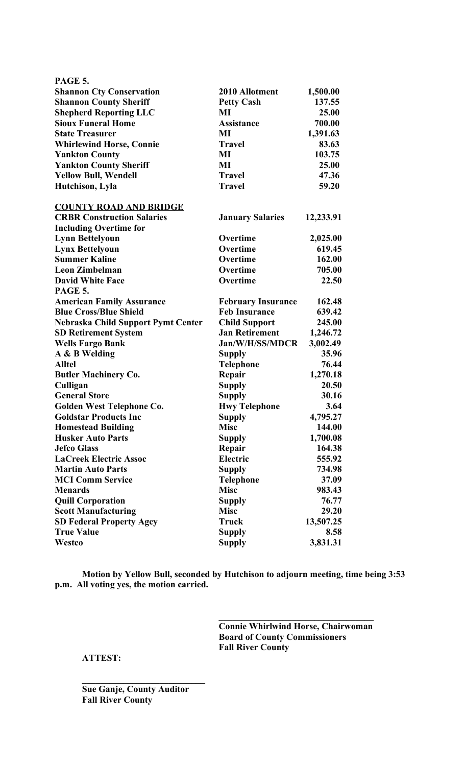**PAGE 5.**

| | | |
|---|---|---|
| **Shannon Cty Conservation** | **2010 Allotment** | **1,500.00** |
| **Shannon County Sheriff** | **Petty Cash** | **137.55** |
| **Shepherd Reporting LLC** | **MI** | **25.00** |
| **Sioux Funeral Home** | **Assistance** | **700.00** |
| **State Treasurer** | **MI** | **1,391.63** |
| **Whirlewind Horse, Connie** | **Travel** | **83.63** |
| **Yankton County** | **MI** | **103.75** |
| **Yankton County Sheriff** | **MI** | **25.00** |
| **Yellow Bull, Wendell** | **Travel** | **47.36** |
| **Hutchison, Lyla** | **Travel** | **59.20** |

**COUNTY ROAD AND BRIDGE**

| | | |
|---|---|---|
| **CRBR Construction Salaries** | **January Salaries** | **12,233.91** |
| **Including Overtime for** | | |
| **Lynn Bettelyoun** | **Overtime** | **2,025.00** |
| **Lynx Bettelyoun** | **Overtime** | **619.45** |
| **Summer Kaline** | **Overtime** | **162.00** |
| **Leon Zimbelman** | **Overtime** | **705.00** |
| **David White Face** | **Overtime** | **22.50** |
| **PAGE 5.** | | |
| **American Family Assurance** | **February Insurance** | **162.48** |
| **Blue Cross/Blue Shield** | **Feb Insurance** | **639.42** |
| **Nebraska Child Support Pymt Center** | **Child Support** | **245.00** |
| **SD Retirement System** | **Jan Retirement** | **1,246.72** |
| **Wells Fargo Bank** | **Jan/W/H/SS/MDCR** | **3,002.49** |
| **A & B Welding** | **Supply** | **35.96** |
| **Alltel** | **Telephone** | **76.44** |
| **Butler Machinery Co.** | **Repair** | **1,270.18** |
| **Culligan** | **Supply** | **20.50** |
| **General Store** | **Supply** | **30.16** |
| **Golden West Telephone Co.** | **Hwy Telephone** | **3.64** |
| **Goldstar Products Inc** | **Supply** | **4,795.27** |
| **Homestead Building** | **Misc** | **144.00** |
| **Husker Auto Parts** | **Supply** | **1,700.08** |
| **Jefco Glass** | **Repair** | **164.38** |
| **LaCreek Electric Assoc** | **Electric** | **555.92** |
| **Martin Auto Parts** | **Supply** | **734.98** |
| **MCI Comm Service** | **Telephone** | **37.09** |
| **Menards** | **Misc** | **983.43** |
| **Quill Corporation** | **Supply** | **76.77** |
| **Scott Manufacturing** | **Misc** | **29.20** |
| **SD Federal Property Agcy** | **Truck** | **13,507.25** |
| **True Value** | **Supply** | **8.58** |
| **Westco** | **Supply** | **3,831.31** |

**Motion by Yellow Bull, seconded by Hutchison to adjourn meeting, time being 3:53 p.m. All voting yes, the motion carried.**

\_\_\_\_\_\_\_\_\_\_\_\_\_\_\_\_\_\_\_\_\_\_\_\_\_\_\_\_\_\_\_\_\_\_

**Connie Whirlwind Horse, Chairwoman**
**Board of County Commissioners**
**Fall River County**

**ATTEST:**

\_\_\_\_\_\_\_\_\_\_\_\_\_\_\_\_\_\_\_\_\_\_\_\_\_\_\_\_\_\_

**Sue Ganje, County Auditor**
**Fall River County**